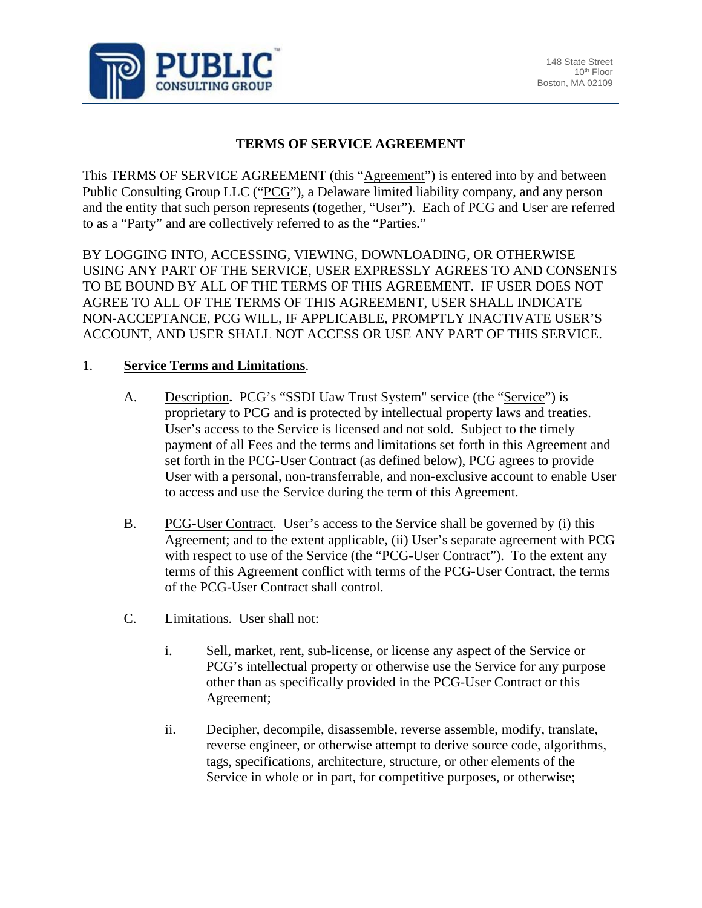PUBLIC CONSULTING GROUP

148 State Street
10th Floor
Boston, MA 02109

# TERMS OF SERVICE AGREEMENT

This TERMS OF SERVICE AGREEMENT (this "Agreement") is entered into by and between Public Consulting Group LLC ("PCG"), a Delaware limited liability company, and any person and the entity that such person represents (together, "User"). Each of PCG and User are referred to as a "Party" and are collectively referred to as the "Parties."

BY LOGGING INTO, ACCESSING, VIEWING, DOWNLOADING, OR OTHERWISE USING ANY PART OF THE SERVICE, USER EXPRESSLY AGREES TO AND CONSENTS TO BE BOUND BY ALL OF THE TERMS OF THIS AGREEMENT. IF USER DOES NOT AGREE TO ALL OF THE TERMS OF THIS AGREEMENT, USER SHALL INDICATE NON-ACCEPTANCE, PCG WILL, IF APPLICABLE, PROMPTLY INACTIVATE USER'S ACCOUNT, AND USER SHALL NOT ACCESS OR USE ANY PART OF THIS SERVICE.

1. **Service Terms and Limitations**.

   A. Description**.** PCG's "SSDI Uaw Trust System" service (the "Service") is proprietary to PCG and is protected by intellectual property laws and treaties. User's access to the Service is licensed and not sold. Subject to the timely payment of all Fees and the terms and limitations set forth in this Agreement and set forth in the PCG-User Contract (as defined below), PCG agrees to provide User with a personal, non-transferrable, and non-exclusive account to enable User to access and use the Service during the term of this Agreement.

   B. PCG-User Contract. User's access to the Service shall be governed by (i) this Agreement; and to the extent applicable, (ii) User's separate agreement with PCG with respect to use of the Service (the "PCG-User Contract"). To the extent any terms of this Agreement conflict with terms of the PCG-User Contract, the terms of the PCG-User Contract shall control.

   C. Limitations. User shall not:

      i. Sell, market, rent, sub-license, or license any aspect of the Service or PCG's intellectual property or otherwise use the Service for any purpose other than as specifically provided in the PCG-User Contract or this Agreement;

      ii. Decipher, decompile, disassemble, reverse assemble, modify, translate, reverse engineer, or otherwise attempt to derive source code, algorithms, tags, specifications, architecture, structure, or other elements of the Service in whole or in part, for competitive purposes, or otherwise;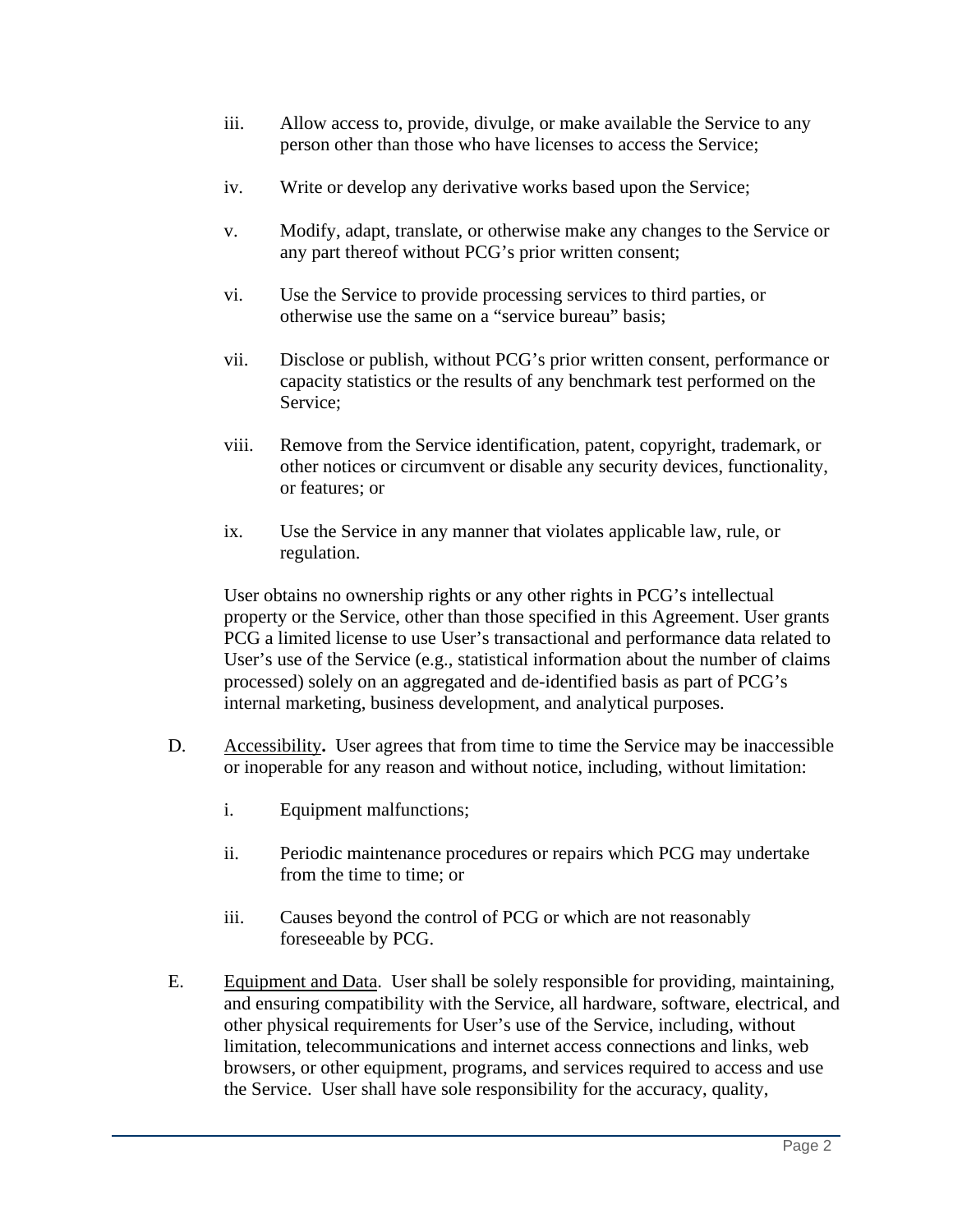iii. Allow access to, provide, divulge, or make available the Service to any person other than those who have licenses to access the Service;

iv. Write or develop any derivative works based upon the Service;

v. Modify, adapt, translate, or otherwise make any changes to the Service or any part thereof without PCG's prior written consent;

vi. Use the Service to provide processing services to third parties, or otherwise use the same on a "service bureau" basis;

vii. Disclose or publish, without PCG's prior written consent, performance or capacity statistics or the results of any benchmark test performed on the Service;

viii. Remove from the Service identification, patent, copyright, trademark, or other notices or circumvent or disable any security devices, functionality, or features; or

ix. Use the Service in any manner that violates applicable law, rule, or regulation.

User obtains no ownership rights or any other rights in PCG's intellectual property or the Service, other than those specified in this Agreement. User grants PCG a limited license to use User's transactional and performance data related to User's use of the Service (e.g., statistical information about the number of claims processed) solely on an aggregated and de-identified basis as part of PCG's internal marketing, business development, and analytical purposes.

D. Accessibility**.** User agrees that from time to time the Service may be inaccessible or inoperable for any reason and without notice, including, without limitation:

i. Equipment malfunctions;

ii. Periodic maintenance procedures or repairs which PCG may undertake from the time to time; or

iii. Causes beyond the control of PCG or which are not reasonably foreseeable by PCG.

E. Equipment and Data. User shall be solely responsible for providing, maintaining, and ensuring compatibility with the Service, all hardware, software, electrical, and other physical requirements for User's use of the Service, including, without limitation, telecommunications and internet access connections and links, web browsers, or other equipment, programs, and services required to access and use the Service. User shall have sole responsibility for the accuracy, quality,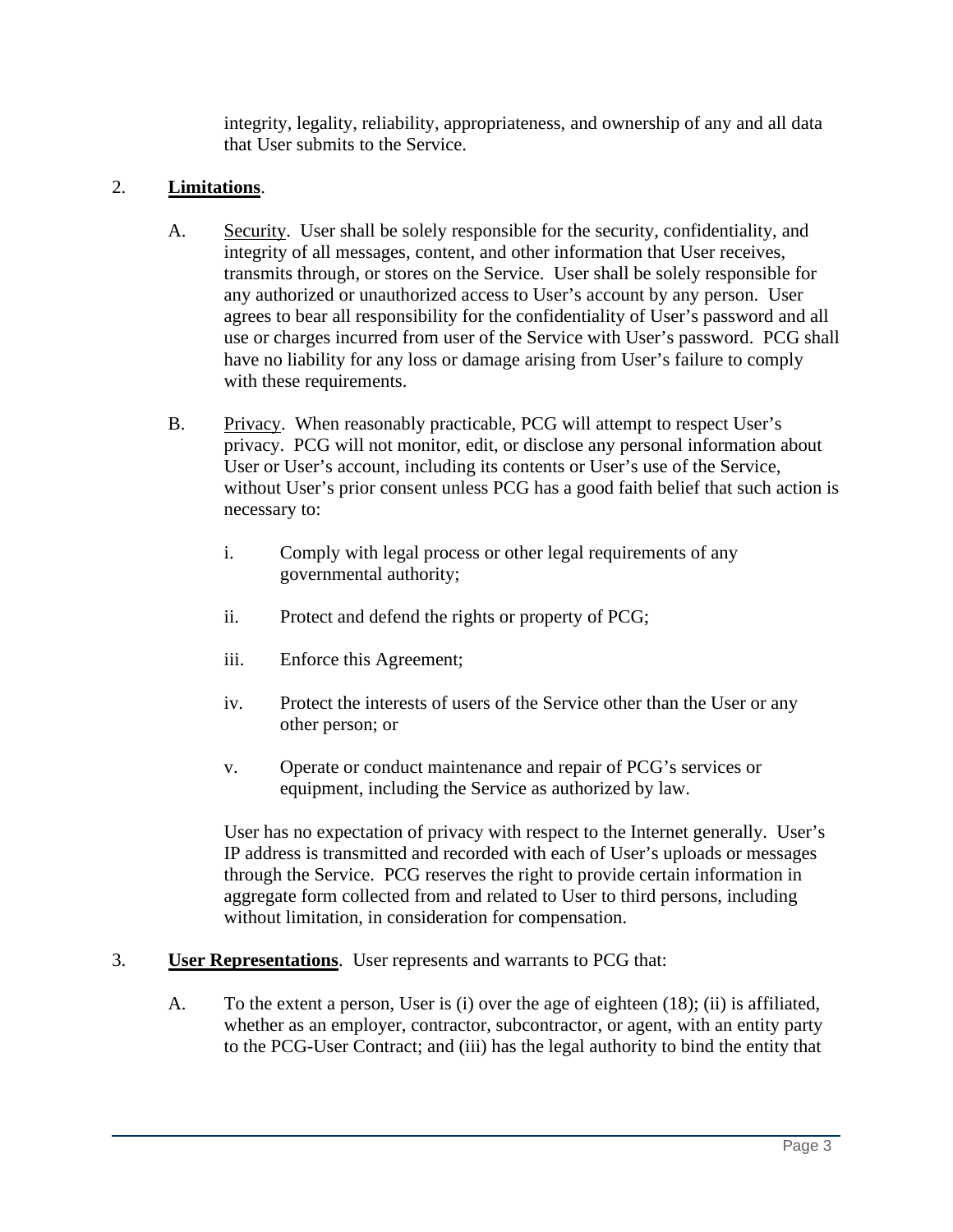integrity, legality, reliability, appropriateness, and ownership of any and all data that User submits to the Service.

2. **Limitations**.

A. Security. User shall be solely responsible for the security, confidentiality, and integrity of all messages, content, and other information that User receives, transmits through, or stores on the Service. User shall be solely responsible for any authorized or unauthorized access to User's account by any person. User agrees to bear all responsibility for the confidentiality of User's password and all use or charges incurred from user of the Service with User's password. PCG shall have no liability for any loss or damage arising from User's failure to comply with these requirements.

B. Privacy. When reasonably practicable, PCG will attempt to respect User's privacy. PCG will not monitor, edit, or disclose any personal information about User or User's account, including its contents or User's use of the Service, without User's prior consent unless PCG has a good faith belief that such action is necessary to:

i. Comply with legal process or other legal requirements of any governmental authority;

ii. Protect and defend the rights or property of PCG;

iii. Enforce this Agreement;

iv. Protect the interests of users of the Service other than the User or any other person; or

v. Operate or conduct maintenance and repair of PCG's services or equipment, including the Service as authorized by law.

User has no expectation of privacy with respect to the Internet generally. User's IP address is transmitted and recorded with each of User's uploads or messages through the Service. PCG reserves the right to provide certain information in aggregate form collected from and related to User to third persons, including without limitation, in consideration for compensation.

3. **User Representations**. User represents and warrants to PCG that:

A. To the extent a person, User is (i) over the age of eighteen (18); (ii) is affiliated, whether as an employer, contractor, subcontractor, or agent, with an entity party to the PCG-User Contract; and (iii) has the legal authority to bind the entity that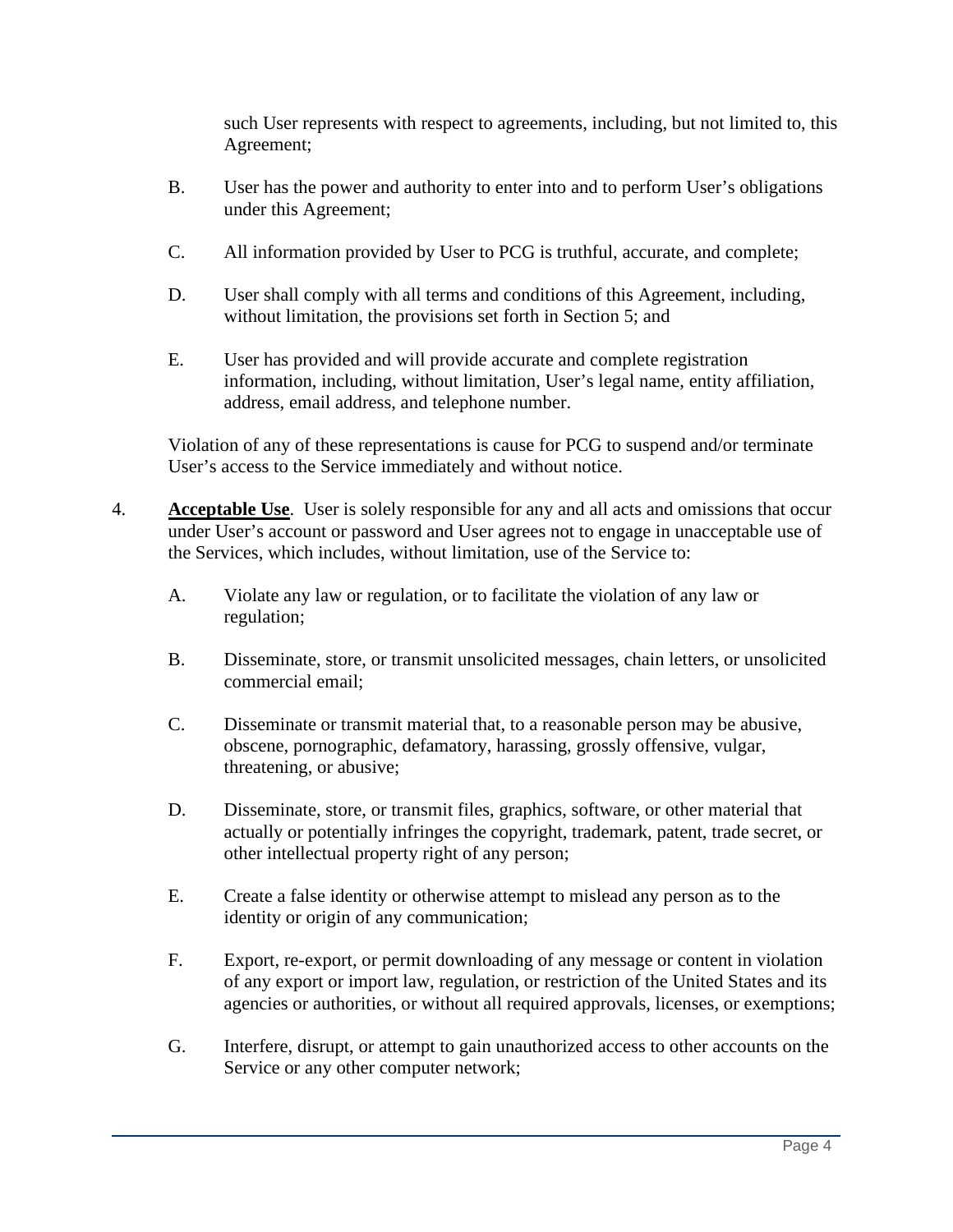such User represents with respect to agreements, including, but not limited to, this Agreement;

B. User has the power and authority to enter into and to perform User's obligations under this Agreement;

C. All information provided by User to PCG is truthful, accurate, and complete;

D. User shall comply with all terms and conditions of this Agreement, including, without limitation, the provisions set forth in Section 5; and

E. User has provided and will provide accurate and complete registration information, including, without limitation, User's legal name, entity affiliation, address, email address, and telephone number.

Violation of any of these representations is cause for PCG to suspend and/or terminate User's access to the Service immediately and without notice.

4. **Acceptable Use**. User is solely responsible for any and all acts and omissions that occur under User's account or password and User agrees not to engage in unacceptable use of the Services, which includes, without limitation, use of the Service to:

A. Violate any law or regulation, or to facilitate the violation of any law or regulation;

B. Disseminate, store, or transmit unsolicited messages, chain letters, or unsolicited commercial email;

C. Disseminate or transmit material that, to a reasonable person may be abusive, obscene, pornographic, defamatory, harassing, grossly offensive, vulgar, threatening, or abusive;

D. Disseminate, store, or transmit files, graphics, software, or other material that actually or potentially infringes the copyright, trademark, patent, trade secret, or other intellectual property right of any person;

E. Create a false identity or otherwise attempt to mislead any person as to the identity or origin of any communication;

F. Export, re-export, or permit downloading of any message or content in violation of any export or import law, regulation, or restriction of the United States and its agencies or authorities, or without all required approvals, licenses, or exemptions;

G. Interfere, disrupt, or attempt to gain unauthorized access to other accounts on the Service or any other computer network;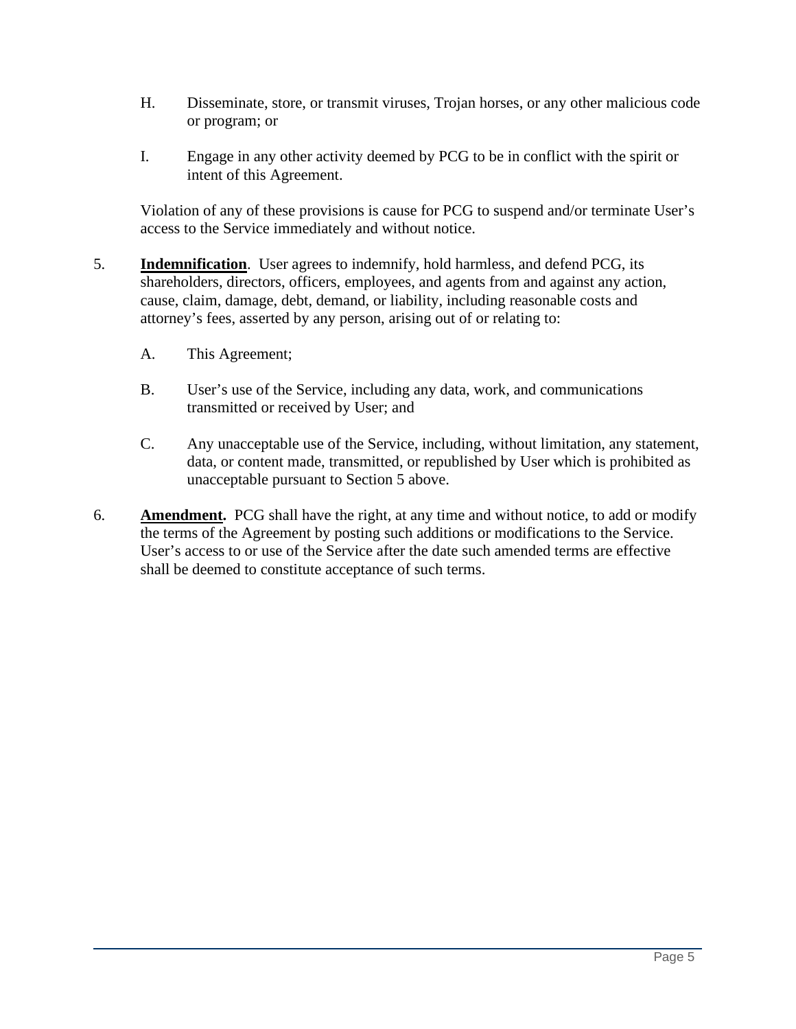H. Disseminate, store, or transmit viruses, Trojan horses, or any other malicious code or program; or

I. Engage in any other activity deemed by PCG to be in conflict with the spirit or intent of this Agreement.

Violation of any of these provisions is cause for PCG to suspend and/or terminate User's access to the Service immediately and without notice.

5. **Indemnification**. User agrees to indemnify, hold harmless, and defend PCG, its shareholders, directors, officers, employees, and agents from and against any action, cause, claim, damage, debt, demand, or liability, including reasonable costs and attorney's fees, asserted by any person, arising out of or relating to:

   A. This Agreement;

   B. User's use of the Service, including any data, work, and communications transmitted or received by User; and

   C. Any unacceptable use of the Service, including, without limitation, any statement, data, or content made, transmitted, or republished by User which is prohibited as unacceptable pursuant to Section 5 above.

6. **Amendment.** PCG shall have the right, at any time and without notice, to add or modify the terms of the Agreement by posting such additions or modifications to the Service. User's access to or use of the Service after the date such amended terms are effective shall be deemed to constitute acceptance of such terms.